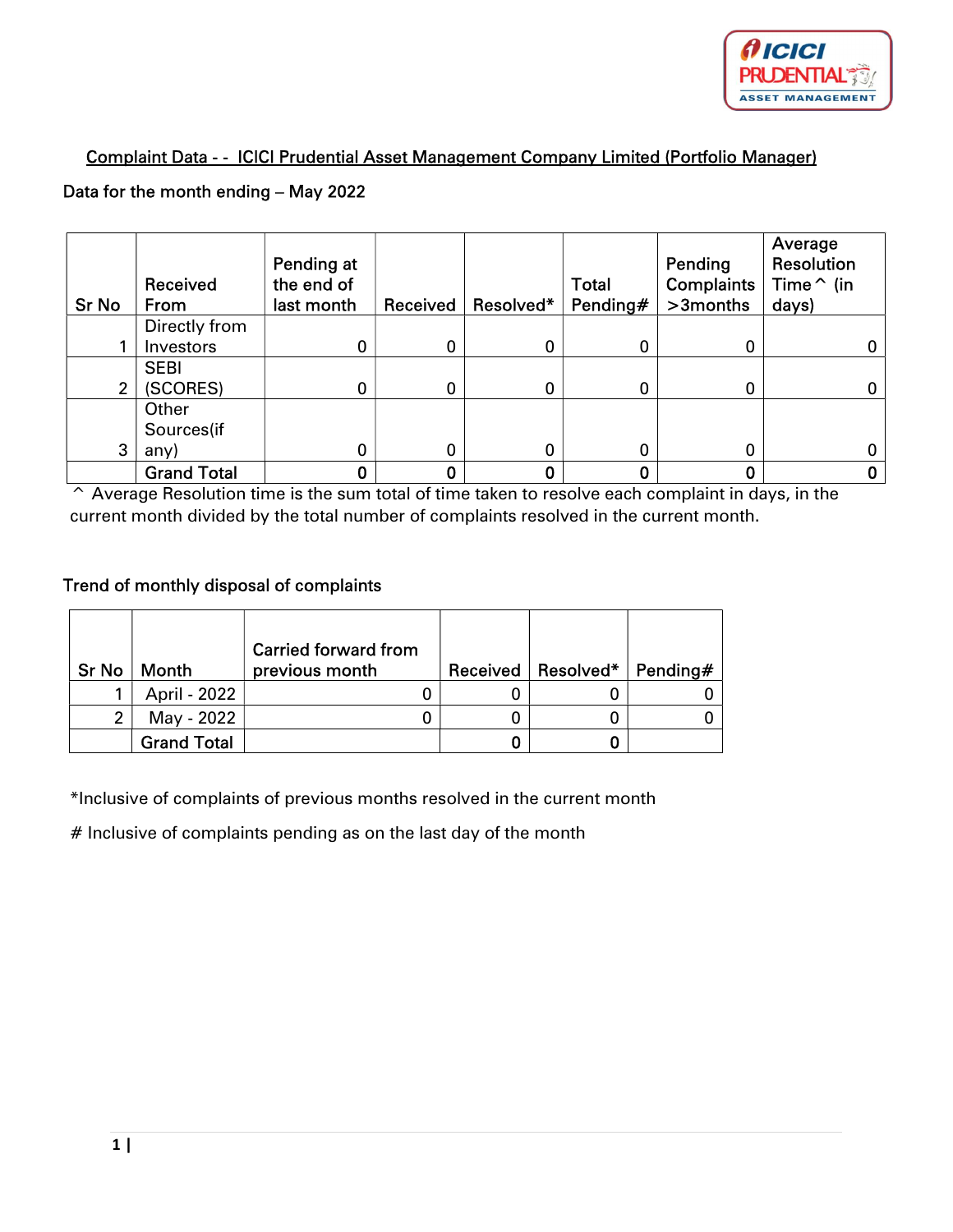## Complaint Data - - ICICI Prudential Asset Management Company Limited (Portfolio Manager)

Data for the month ending – May 2022

| Sr No | Received From | Pending at the end of last month | Received | Resolved* | Total Pending# | Pending Complaints >3months | Average Resolution Time^ (in days) |
|---|---|---|---|---|---|---|---|
| 1 | Directly from Investors | 0 | 0 | 0 | 0 | 0 | 0 |
| 2 | SEBI (SCORES) | 0 | 0 | 0 | 0 | 0 | 0 |
| 3 | Other Sources(if any) | 0 | 0 | 0 | 0 | 0 | 0 |
| | **Grand Total** | **0** | **0** | **0** | **0** | **0** | **0** |

^ Average Resolution time is the sum total of time taken to resolve each complaint in days, in the current month divided by the total number of complaints resolved in the current month.

Trend of monthly disposal of complaints

| Sr No | Month | Carried forward from previous month | Received | Resolved* | Pending# |
|---|---|---|---|---|---|
| 1 | April - 2022 | 0 | 0 | 0 | 0 |
| 2 | May - 2022 | 0 | 0 | 0 | 0 |
| | Grand Total | | **0** | **0** | |

*Inclusive of complaints of previous months resolved in the current month

# Inclusive of complaints pending as on the last day of the month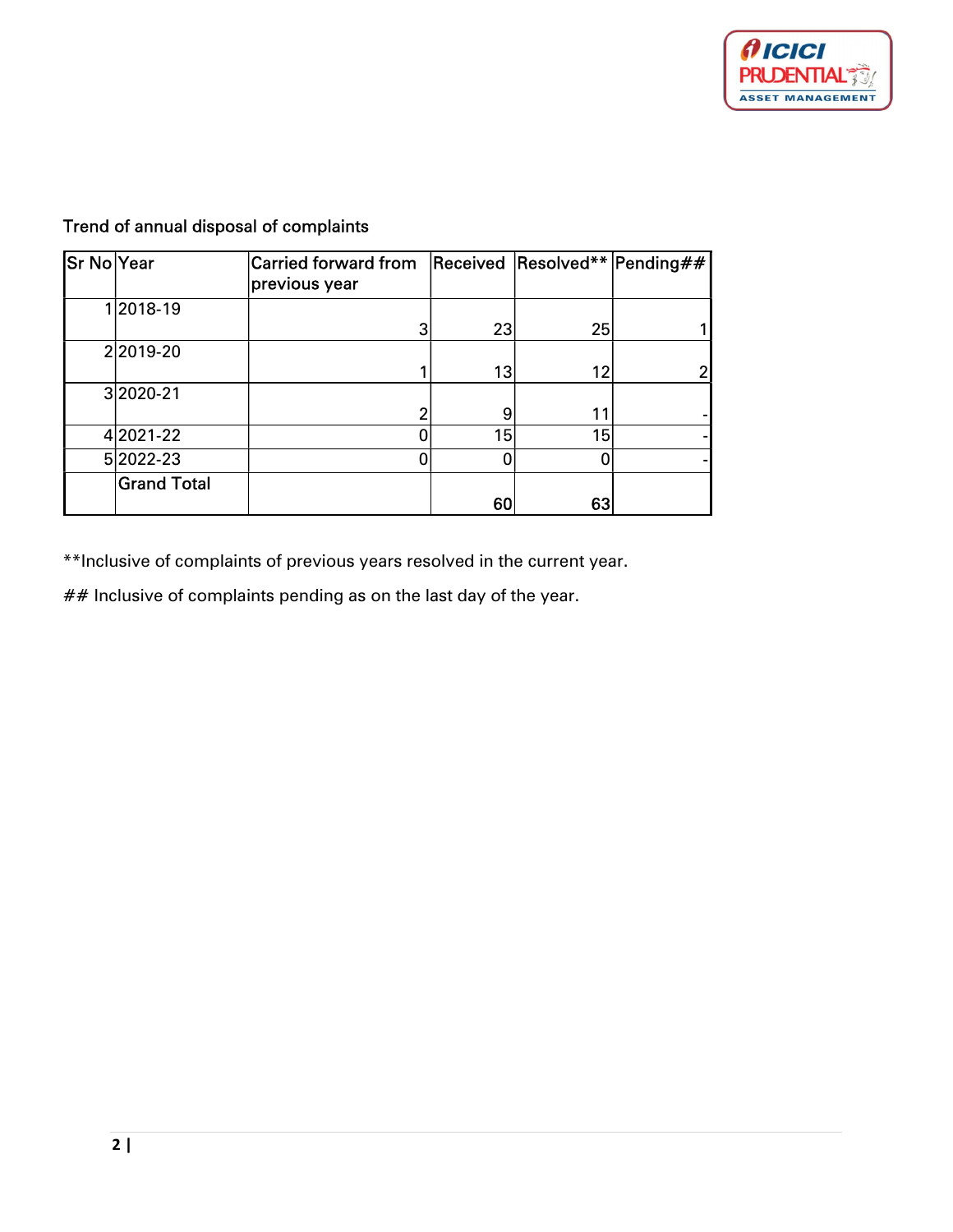Trend of annual disposal of complaints

| Sr No | Year | Carried forward from previous year | Received | Resolved** | Pending## |
|---|---|---|---|---|---|
| 1 | 2018-19 | 3 | 23 | 25 | 1 |
| 2 | 2019-20 | 1 | 13 | 12 | 2 |
| 3 | 2020-21 | 2 | 9 | 11 | - |
| 4 | 2021-22 | 0 | 15 | 15 | - |
| 5 | 2022-23 | 0 | 0 | 0 | - |
| | Grand Total | | 60 | 63 | |

**Inclusive of complaints of previous years resolved in the current year.

## Inclusive of complaints pending as on the last day of the year.